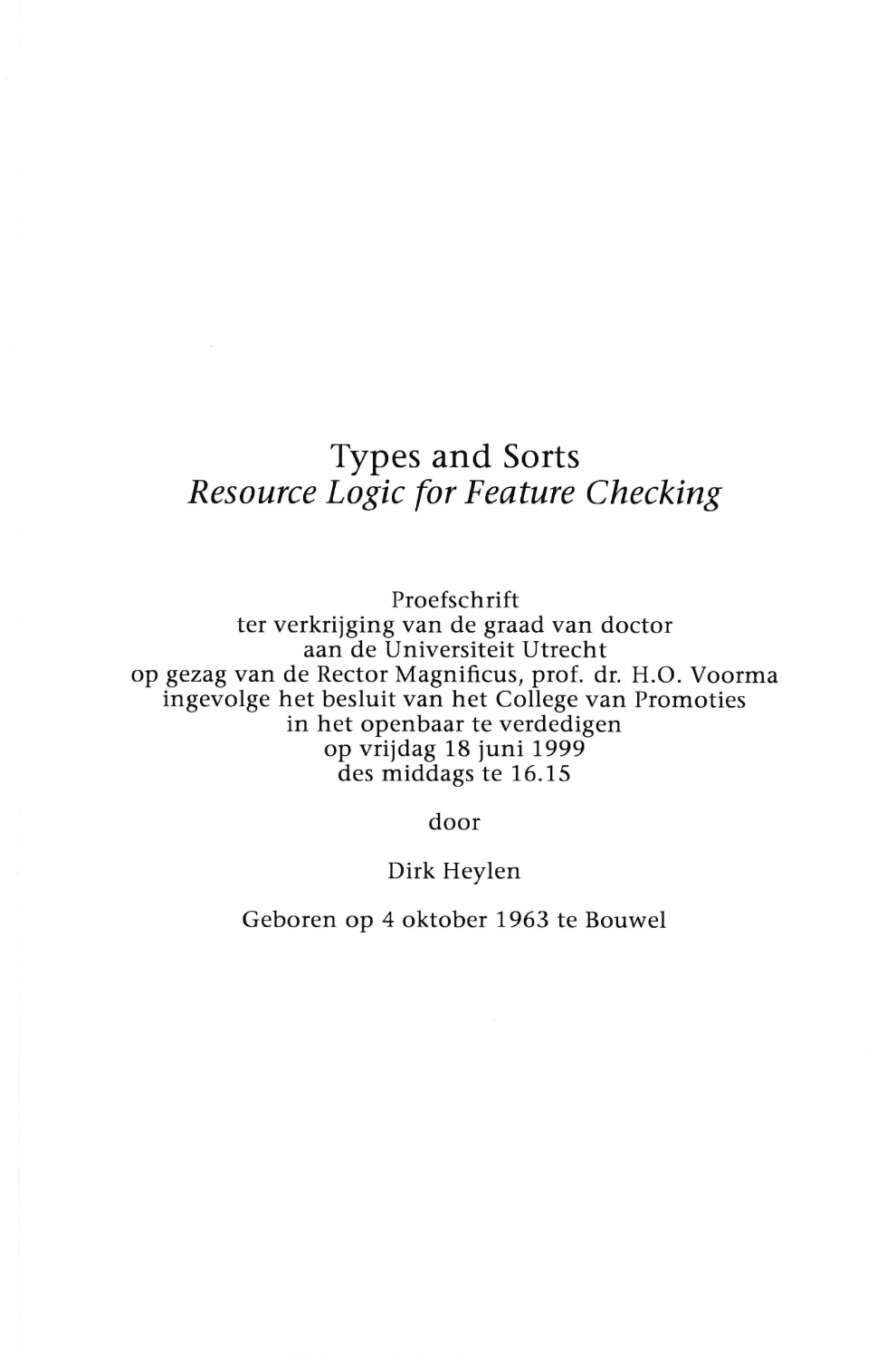# Types and Sorts

## *Resource Logic for Feature Checking*

Proefschrift
ter verkrijging van de graad van doctor
aan de Universiteit Utrecht
op gezag van de Rector Magnificus, prof. dr. H.O. Voorma
ingevolge het besluit van het College van Promoties
in het openbaar te verdedigen
op vrijdag 18 juni 1999
des middags te 16.15

door

Dirk Heylen

Geboren op 4 oktober 1963 te Bouwel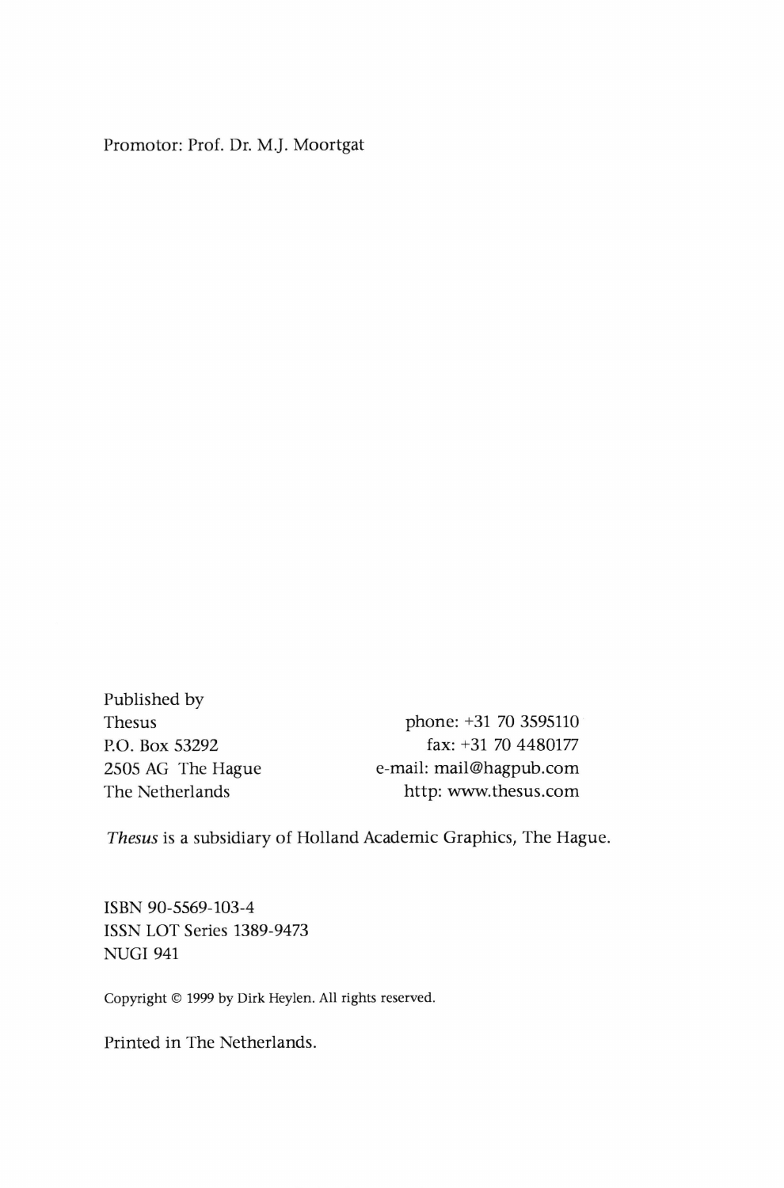Promotor: Prof. Dr. M.J. Moortgat

Published by
Thesus
P.O. Box 53292
2505 AG The Hague
The Netherlands

phone: +31 70 3595110
fax: +31 70 4480177
e-mail: mail@hagpub.com
http: www.thesus.com

*Thesus* is a subsidiary of Holland Academic Graphics, The Hague.

ISBN 90-5569-103-4
ISSN LOT Series 1389-9473
NUGI 941

Copyright © 1999 by Dirk Heylen. All rights reserved.

Printed in The Netherlands.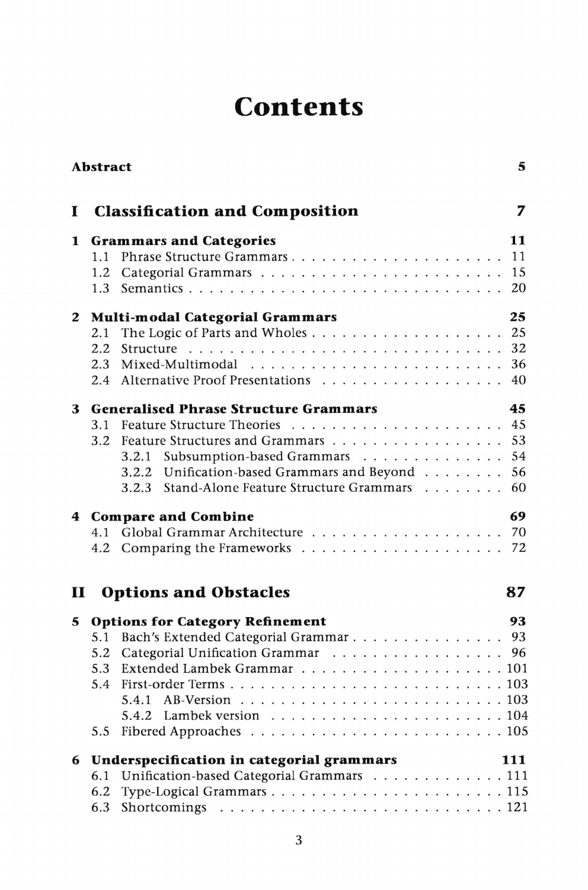# Contents

**Abstract** 5

## I Classification and Composition 7

**1 Grammars and Categories** 11

- 1.1 Phrase Structure Grammars . . . . . . . . . . . . . . . . . . . . 11
- 1.2 Categorial Grammars . . . . . . . . . . . . . . . . . . . . . . . 15
- 1.3 Semantics . . . . . . . . . . . . . . . . . . . . . . . . . . . . 20

**2 Multi-modal Categorial Grammars** 25

- 2.1 The Logic of Parts and Wholes . . . . . . . . . . . . . . . . . . 25
- 2.2 Structure . . . . . . . . . . . . . . . . . . . . . . . . . . . . 32
- 2.3 Mixed-Multimodal . . . . . . . . . . . . . . . . . . . . . . . . 36
- 2.4 Alternative Proof Presentations . . . . . . . . . . . . . . . . . 40

**3 Generalised Phrase Structure Grammars** 45

- 3.1 Feature Structure Theories . . . . . . . . . . . . . . . . . . . . 45
- 3.2 Feature Structures and Grammars . . . . . . . . . . . . . . . . . 53
  - 3.2.1 Subsumption-based Grammars . . . . . . . . . . . . . . 54
  - 3.2.2 Unification-based Grammars and Beyond . . . . . . . . 56
  - 3.2.3 Stand-Alone Feature Structure Grammars . . . . . . . . 60

**4 Compare and Combine** 69

- 4.1 Global Grammar Architecture . . . . . . . . . . . . . . . . . . . 70
- 4.2 Comparing the Frameworks . . . . . . . . . . . . . . . . . . . . 72

## II Options and Obstacles 87

**5 Options for Category Refinement** 93

- 5.1 Bach's Extended Categorial Grammar . . . . . . . . . . . . . . . 93
- 5.2 Categorial Unification Grammar . . . . . . . . . . . . . . . . . 96
- 5.3 Extended Lambek Grammar . . . . . . . . . . . . . . . . . . . . 101
- 5.4 First-order Terms . . . . . . . . . . . . . . . . . . . . . . . . 103
  - 5.4.1 AB-Version . . . . . . . . . . . . . . . . . . . . . . . . 103
  - 5.4.2 Lambek version . . . . . . . . . . . . . . . . . . . . . 104
- 5.5 Fibered Approaches . . . . . . . . . . . . . . . . . . . . . . . 105

**6 Underspecification in categorial grammars** 111

- 6.1 Unification-based Categorial Grammars . . . . . . . . . . . . . 111
- 6.2 Type-Logical Grammars . . . . . . . . . . . . . . . . . . . . . . 115
- 6.3 Shortcomings . . . . . . . . . . . . . . . . . . . . . . . . . . 121